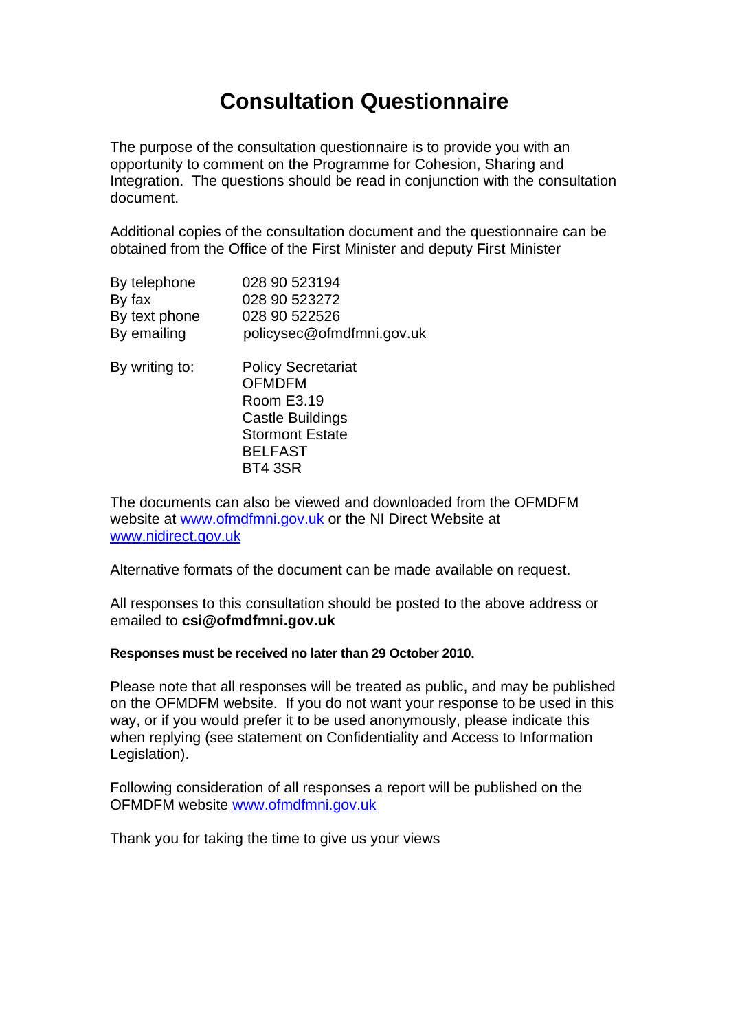# Consultation Questionnaire

The purpose of the consultation questionnaire is to provide you with an opportunity to comment on the Programme for Cohesion, Sharing and Integration. The questions should be read in conjunction with the consultation document.

Additional copies of the consultation document and the questionnaire can be obtained from the Office of the First Minister and deputy First Minister

| | |
|---|---|
| By telephone | 028 90 523194 |
| By fax | 028 90 523272 |
| By text phone | 028 90 522526 |
| By emailing | policysec@ofmdfmni.gov.uk |

By writing to:

Policy Secretariat
OFMDFM
Room E3.19
Castle Buildings
Stormont Estate
BELFAST
BT4 3SR

The documents can also be viewed and downloaded from the OFMDFM website at www.ofmdfmni.gov.uk or the NI Direct Website at www.nidirect.gov.uk

Alternative formats of the document can be made available on request.

All responses to this consultation should be posted to the above address or emailed to **csi@ofmdfmni.gov.uk**

**Responses must be received no later than 29 October 2010.**

Please note that all responses will be treated as public, and may be published on the OFMDFM website. If you do not want your response to be used in this way, or if you would prefer it to be used anonymously, please indicate this when replying (see statement on Confidentiality and Access to Information Legislation).

Following consideration of all responses a report will be published on the OFMDFM website www.ofmdfmni.gov.uk

Thank you for taking the time to give us your views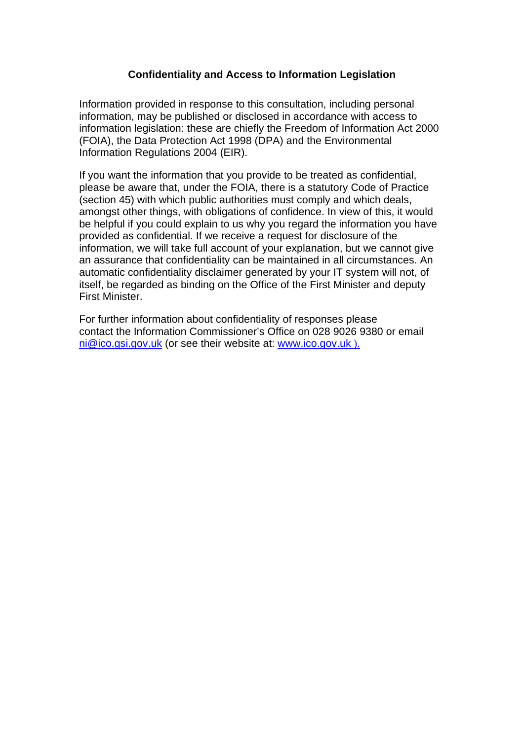## Confidentiality and Access to Information Legislation

Information provided in response to this consultation, including personal information, may be published or disclosed in accordance with access to information legislation: these are chiefly the Freedom of Information Act 2000 (FOIA), the Data Protection Act 1998 (DPA) and the Environmental Information Regulations 2004 (EIR).

If you want the information that you provide to be treated as confidential, please be aware that, under the FOIA, there is a statutory Code of Practice (section 45) with which public authorities must comply and which deals, amongst other things, with obligations of confidence. In view of this, it would be helpful if you could explain to us why you regard the information you have provided as confidential. If we receive a request for disclosure of the information, we will take full account of your explanation, but we cannot give an assurance that confidentiality can be maintained in all circumstances. An automatic confidentiality disclaimer generated by your IT system will not, of itself, be regarded as binding on the Office of the First Minister and deputy First Minister.

For further information about confidentiality of responses please contact the Information Commissioner's Office on 028 9026 9380 or email ni@ico.gsi.gov.uk (or see their website at: www.ico.gov.uk ).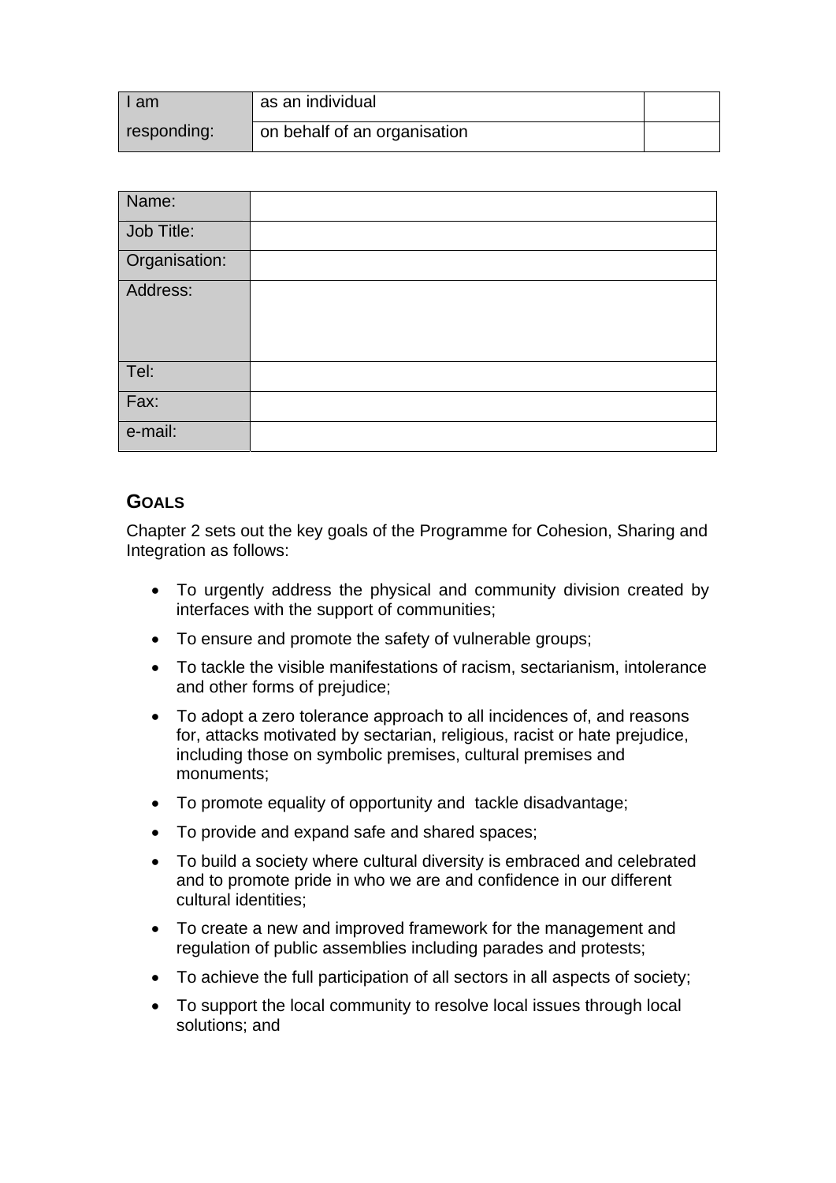| I am responding: | as an individual | |
|---|---|---|
| | on behalf of an organisation | |

| Name: | |
|---|---|
| Job Title: | |
| Organisation: | |
| Address: | |
| Tel: | |
| Fax: | |
| e-mail: | |

## GOALS

Chapter 2 sets out the key goals of the Programme for Cohesion, Sharing and Integration as follows:

- To urgently address the physical and community division created by interfaces with the support of communities;
- To ensure and promote the safety of vulnerable groups;
- To tackle the visible manifestations of racism, sectarianism, intolerance and other forms of prejudice;
- To adopt a zero tolerance approach to all incidences of, and reasons for, attacks motivated by sectarian, religious, racist or hate prejudice, including those on symbolic premises, cultural premises and monuments;
- To promote equality of opportunity and tackle disadvantage;
- To provide and expand safe and shared spaces;
- To build a society where cultural diversity is embraced and celebrated and to promote pride in who we are and confidence in our different cultural identities;
- To create a new and improved framework for the management and regulation of public assemblies including parades and protests;
- To achieve the full participation of all sectors in all aspects of society;
- To support the local community to resolve local issues through local solutions; and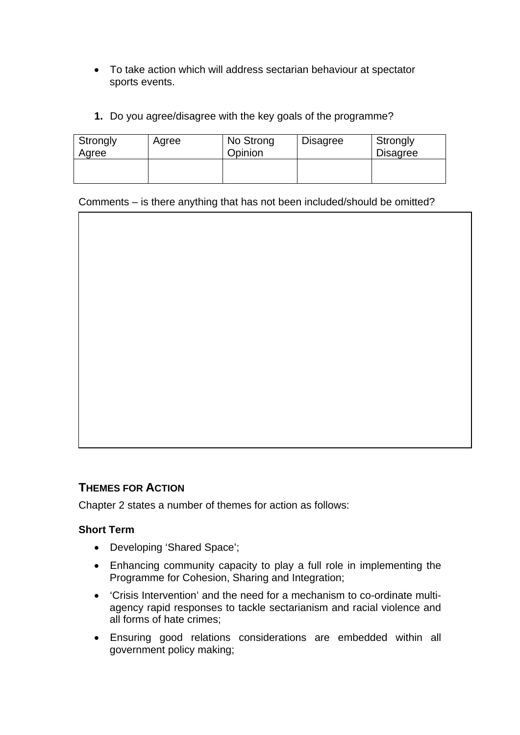- To take action which will address sectarian behaviour at spectator sports events.

**1.** Do you agree/disagree with the key goals of the programme?

| Strongly Agree | Agree | No Strong Opinion | Disagree | Strongly Disagree |
|---|---|---|---|---|
| | | | | |

Comments – is there anything that has not been included/should be omitted?

| |
|---|
| |

## THEMES FOR ACTION

Chapter 2 states a number of themes for action as follows:

**Short Term**

- Developing 'Shared Space';
- Enhancing community capacity to play a full role in implementing the Programme for Cohesion, Sharing and Integration;
- 'Crisis Intervention' and the need for a mechanism to co-ordinate multi-agency rapid responses to tackle sectarianism and racial violence and all forms of hate crimes;
- Ensuring good relations considerations are embedded within all government policy making;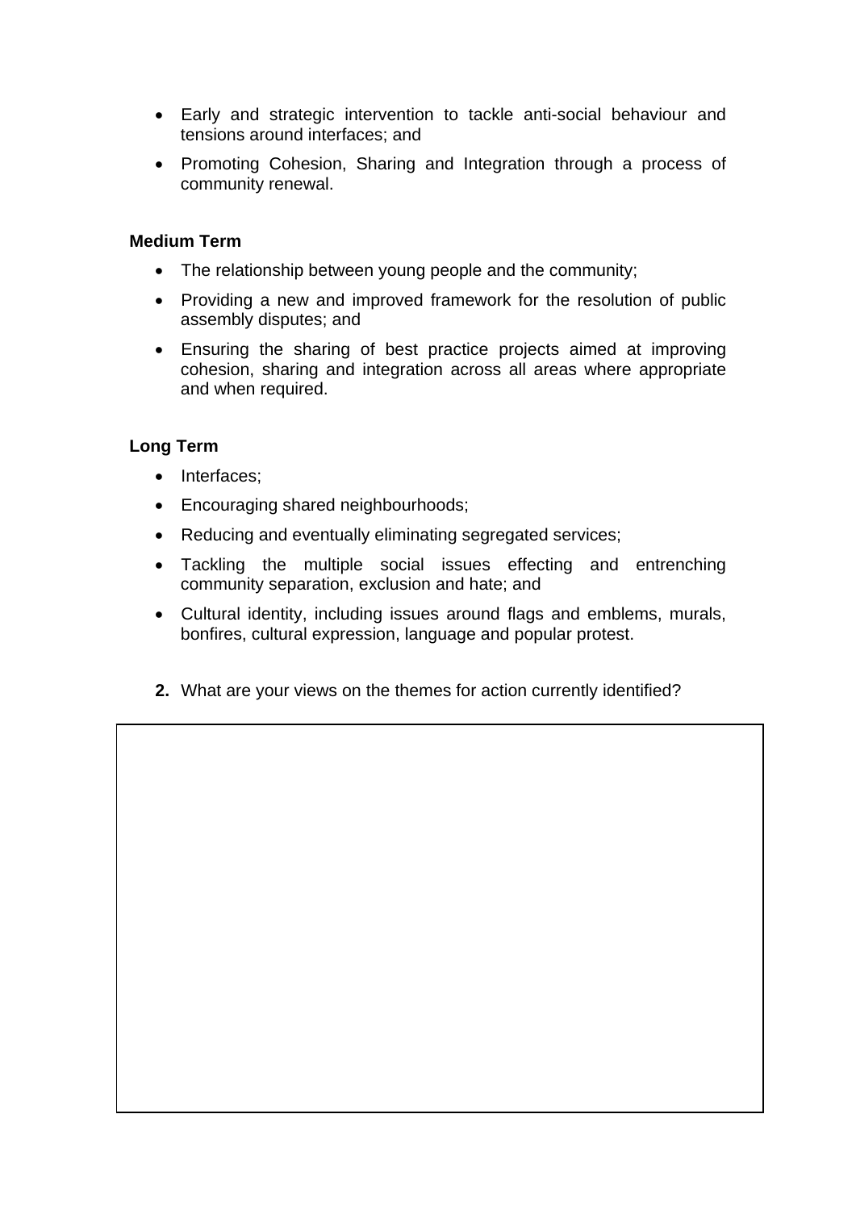- Early and strategic intervention to tackle anti-social behaviour and tensions around interfaces; and
- Promoting Cohesion, Sharing and Integration through a process of community renewal.

**Medium Term**

- The relationship between young people and the community;
- Providing a new and improved framework for the resolution of public assembly disputes; and
- Ensuring the sharing of best practice projects aimed at improving cohesion, sharing and integration across all areas where appropriate and when required.

**Long Term**

- Interfaces;
- Encouraging shared neighbourhoods;
- Reducing and eventually eliminating segregated services;
- Tackling the multiple social issues effecting and entrenching community separation, exclusion and hate; and
- Cultural identity, including issues around flags and emblems, murals, bonfires, cultural expression, language and popular protest.

**2.** What are your views on the themes for action currently identified?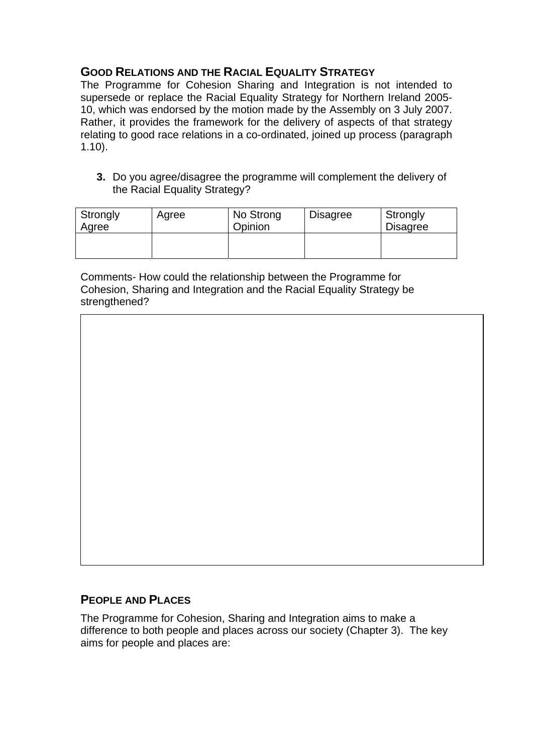## GOOD RELATIONS AND THE RACIAL EQUALITY STRATEGY

The Programme for Cohesion Sharing and Integration is not intended to supersede or replace the Racial Equality Strategy for Northern Ireland 2005-10, which was endorsed by the motion made by the Assembly on 3 July 2007. Rather, it provides the framework for the delivery of aspects of that strategy relating to good race relations in a co-ordinated, joined up process (paragraph 1.10).

**3.** Do you agree/disagree the programme will complement the delivery of the Racial Equality Strategy?

| Strongly Agree | Agree | No Strong Opinion | Disagree | Strongly Disagree |
| --- | --- | --- | --- | --- |
| | | | | |

Comments- How could the relationship between the Programme for Cohesion, Sharing and Integration and the Racial Equality Strategy be strengthened?

| |
| --- |
| |

## PEOPLE AND PLACES

The Programme for Cohesion, Sharing and Integration aims to make a difference to both people and places across our society (Chapter 3). The key aims for people and places are: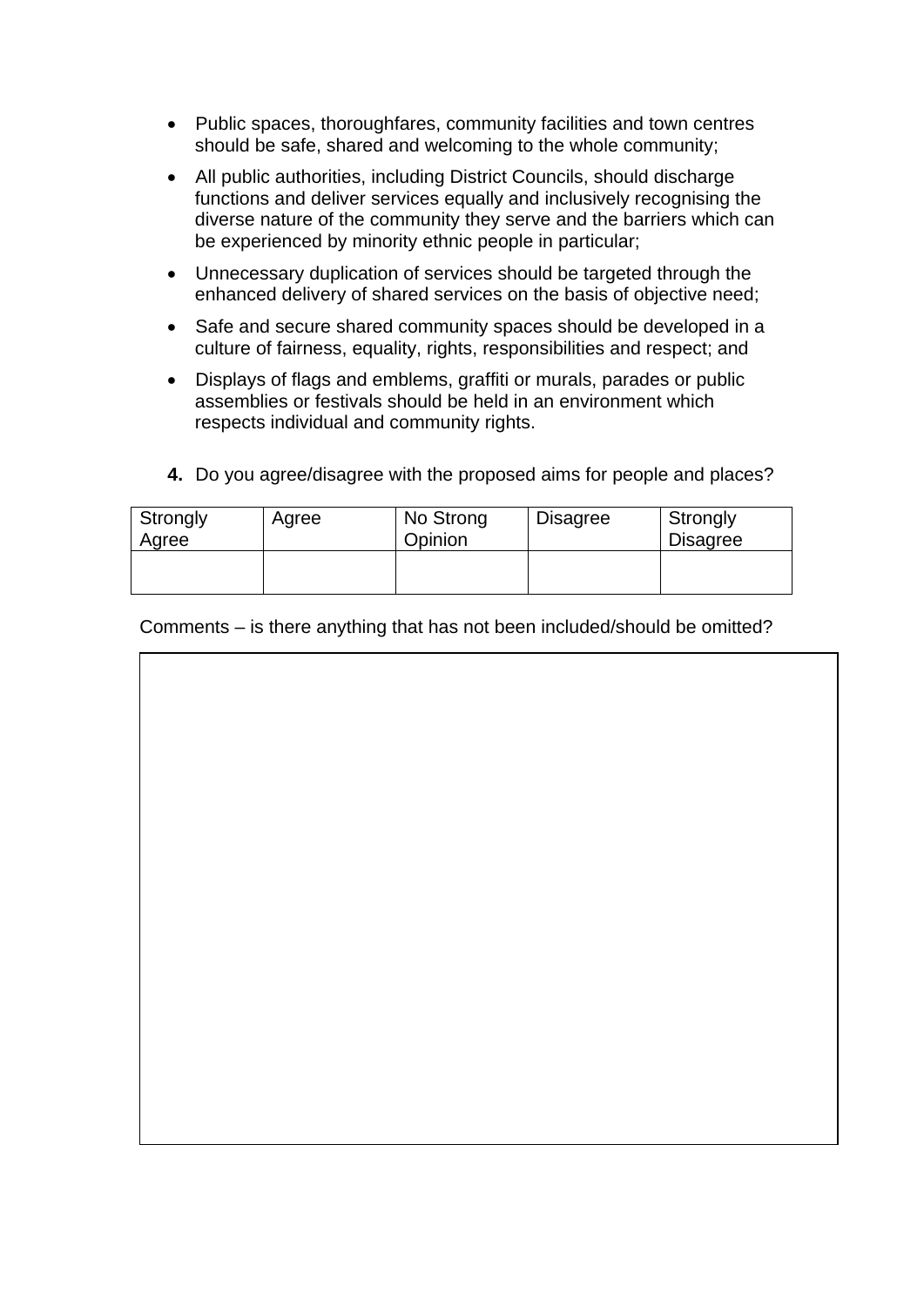- Public spaces, thoroughfares, community facilities and town centres should be safe, shared and welcoming to the whole community;
- All public authorities, including District Councils, should discharge functions and deliver services equally and inclusively recognising the diverse nature of the community they serve and the barriers which can be experienced by minority ethnic people in particular;
- Unnecessary duplication of services should be targeted through the enhanced delivery of shared services on the basis of objective need;
- Safe and secure shared community spaces should be developed in a culture of fairness, equality, rights, responsibilities and respect; and
- Displays of flags and emblems, graffiti or murals, parades or public assemblies or festivals should be held in an environment which respects individual and community rights.

**4.** Do you agree/disagree with the proposed aims for people and places?

| Strongly Agree | Agree | No Strong Opinion | Disagree | Strongly Disagree |
|---|---|---|---|---|
| | | | | |

Comments – is there anything that has not been included/should be omitted?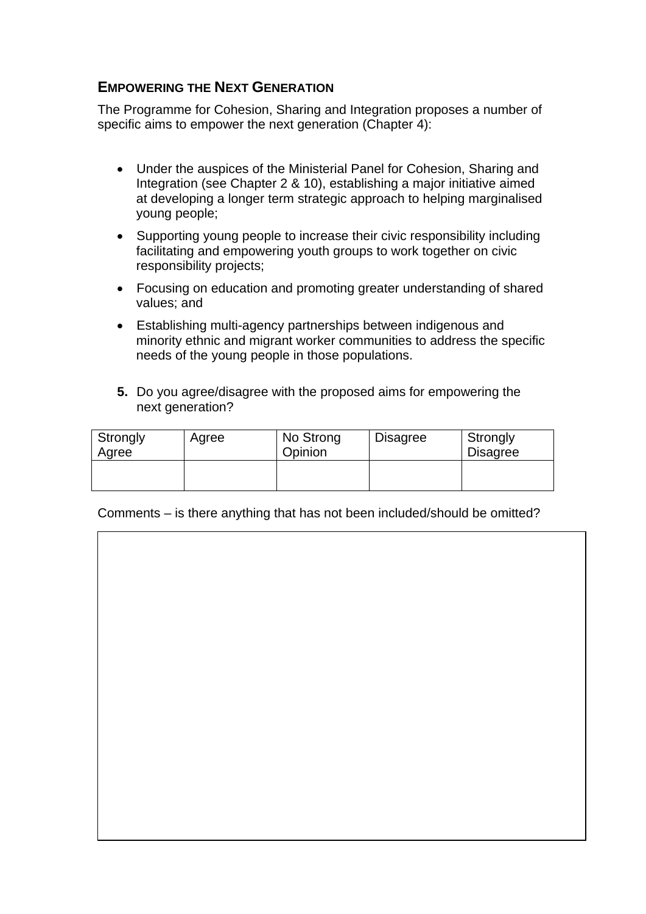## EMPOWERING THE NEXT GENERATION

The Programme for Cohesion, Sharing and Integration proposes a number of specific aims to empower the next generation (Chapter 4):

- Under the auspices of the Ministerial Panel for Cohesion, Sharing and Integration (see Chapter 2 & 10), establishing a major initiative aimed at developing a longer term strategic approach to helping marginalised young people;
- Supporting young people to increase their civic responsibility including facilitating and empowering youth groups to work together on civic responsibility projects;
- Focusing on education and promoting greater understanding of shared values; and
- Establishing multi-agency partnerships between indigenous and minority ethnic and migrant worker communities to address the specific needs of the young people in those populations.

**5.** Do you agree/disagree with the proposed aims for empowering the next generation?

| Strongly Agree | Agree | No Strong Opinion | Disagree | Strongly Disagree |
|---|---|---|---|---|
| | | | | |

Comments – is there anything that has not been included/should be omitted?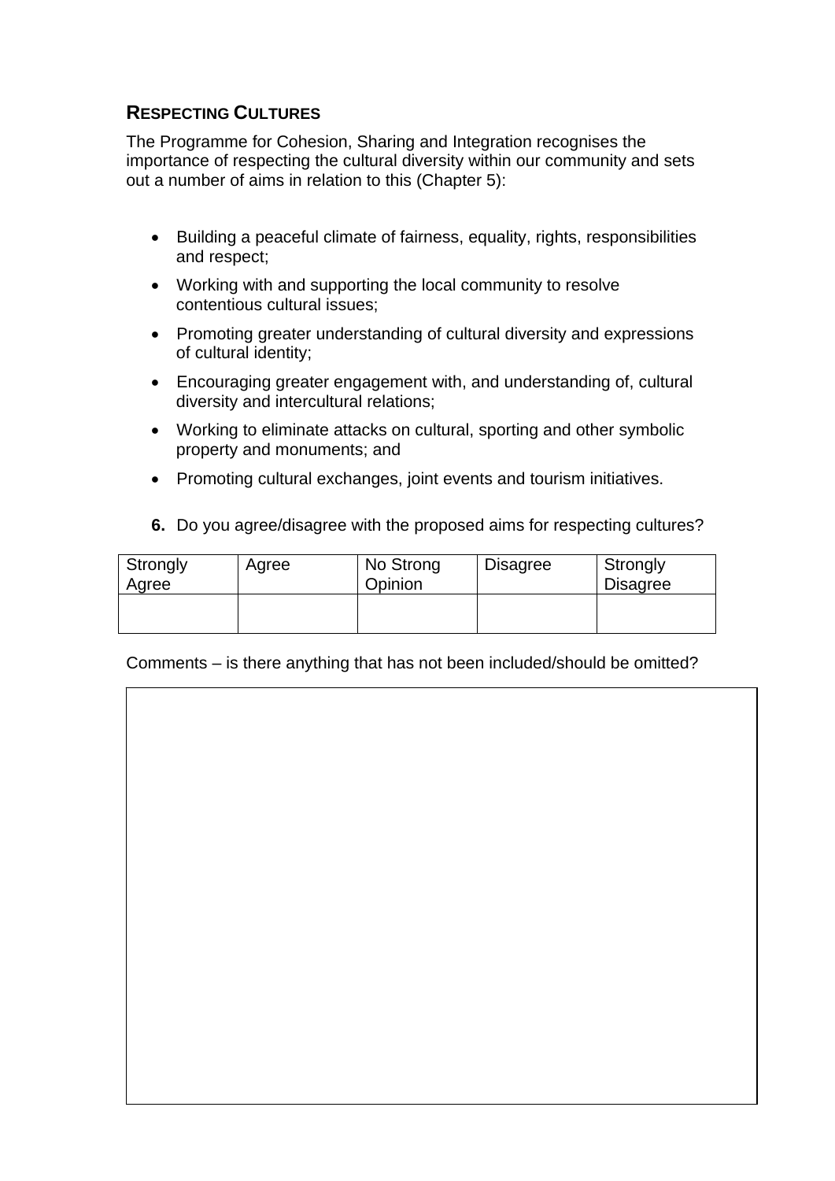## RESPECTING CULTURES

The Programme for Cohesion, Sharing and Integration recognises the importance of respecting the cultural diversity within our community and sets out a number of aims in relation to this (Chapter 5):

- Building a peaceful climate of fairness, equality, rights, responsibilities and respect;
- Working with and supporting the local community to resolve contentious cultural issues;
- Promoting greater understanding of cultural diversity and expressions of cultural identity;
- Encouraging greater engagement with, and understanding of, cultural diversity and intercultural relations;
- Working to eliminate attacks on cultural, sporting and other symbolic property and monuments; and
- Promoting cultural exchanges, joint events and tourism initiatives.

**6.** Do you agree/disagree with the proposed aims for respecting cultures?

| Strongly Agree | Agree | No Strong Opinion | Disagree | Strongly Disagree |
| --- | --- | --- | --- | --- |
| | | | | |

Comments – is there anything that has not been included/should be omitted?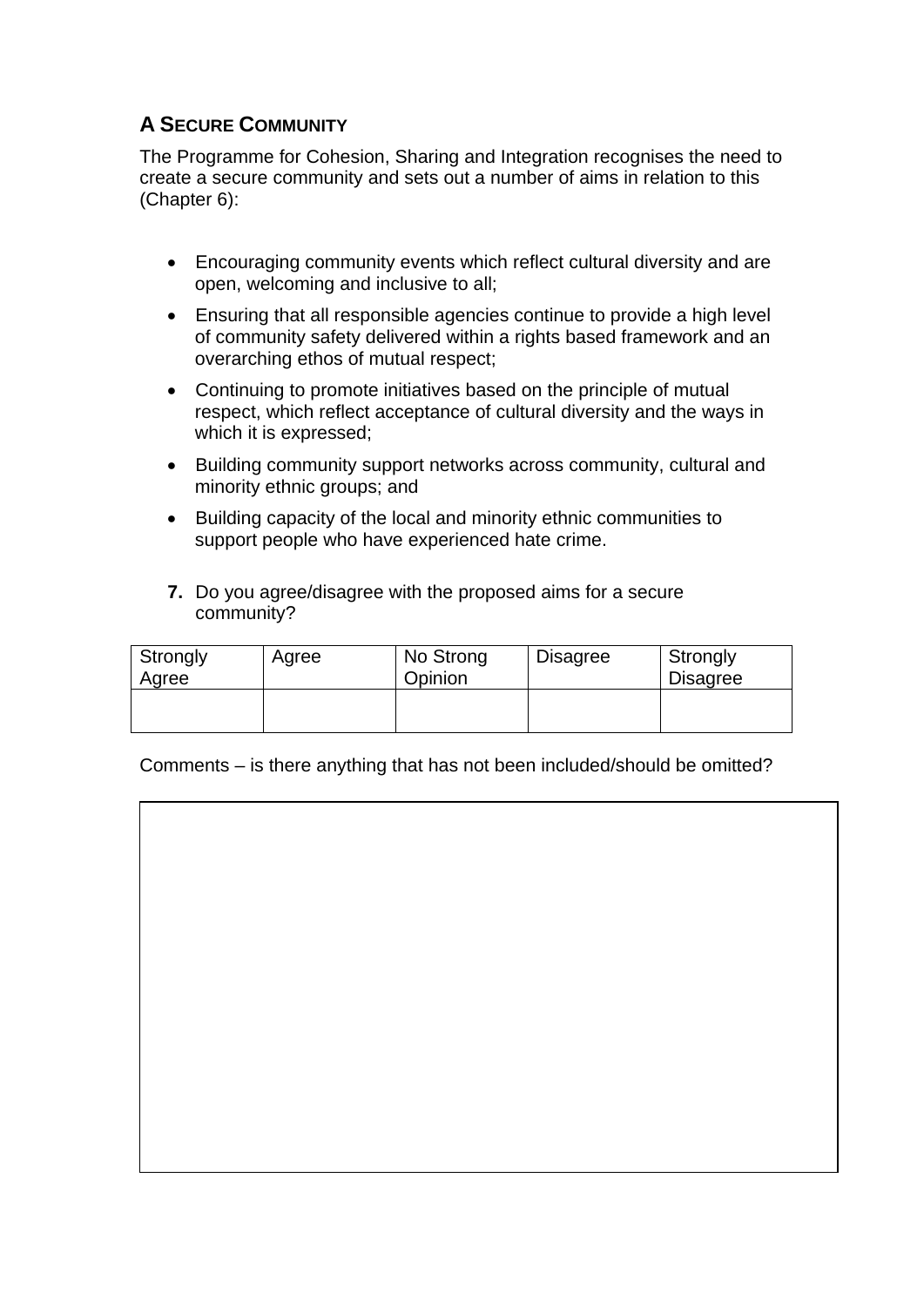## A SECURE COMMUNITY

The Programme for Cohesion, Sharing and Integration recognises the need to create a secure community and sets out a number of aims in relation to this (Chapter 6):

- Encouraging community events which reflect cultural diversity and are open, welcoming and inclusive to all;
- Ensuring that all responsible agencies continue to provide a high level of community safety delivered within a rights based framework and an overarching ethos of mutual respect;
- Continuing to promote initiatives based on the principle of mutual respect, which reflect acceptance of cultural diversity and the ways in which it is expressed;
- Building community support networks across community, cultural and minority ethnic groups; and
- Building capacity of the local and minority ethnic communities to support people who have experienced hate crime.

**7.** Do you agree/disagree with the proposed aims for a secure community?

| Strongly Agree | Agree | No Strong Opinion | Disagree | Strongly Disagree |
|---|---|---|---|---|
| | | | | |

Comments – is there anything that has not been included/should be omitted?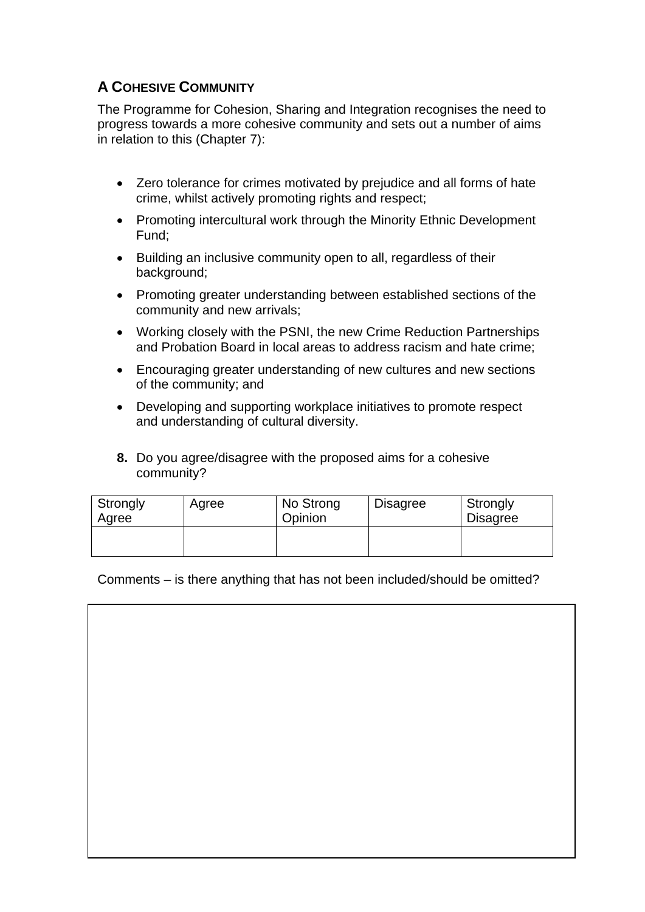## A Cohesive Community

The Programme for Cohesion, Sharing and Integration recognises the need to progress towards a more cohesive community and sets out a number of aims in relation to this (Chapter 7):

- Zero tolerance for crimes motivated by prejudice and all forms of hate crime, whilst actively promoting rights and respect;
- Promoting intercultural work through the Minority Ethnic Development Fund;
- Building an inclusive community open to all, regardless of their background;
- Promoting greater understanding between established sections of the community and new arrivals;
- Working closely with the PSNI, the new Crime Reduction Partnerships and Probation Board in local areas to address racism and hate crime;
- Encouraging greater understanding of new cultures and new sections of the community; and
- Developing and supporting workplace initiatives to promote respect and understanding of cultural diversity.

**8.** Do you agree/disagree with the proposed aims for a cohesive community?

| Strongly Agree | Agree | No Strong Opinion | Disagree | Strongly Disagree |
|---|---|---|---|---|
| | | | | |

Comments – is there anything that has not been included/should be omitted?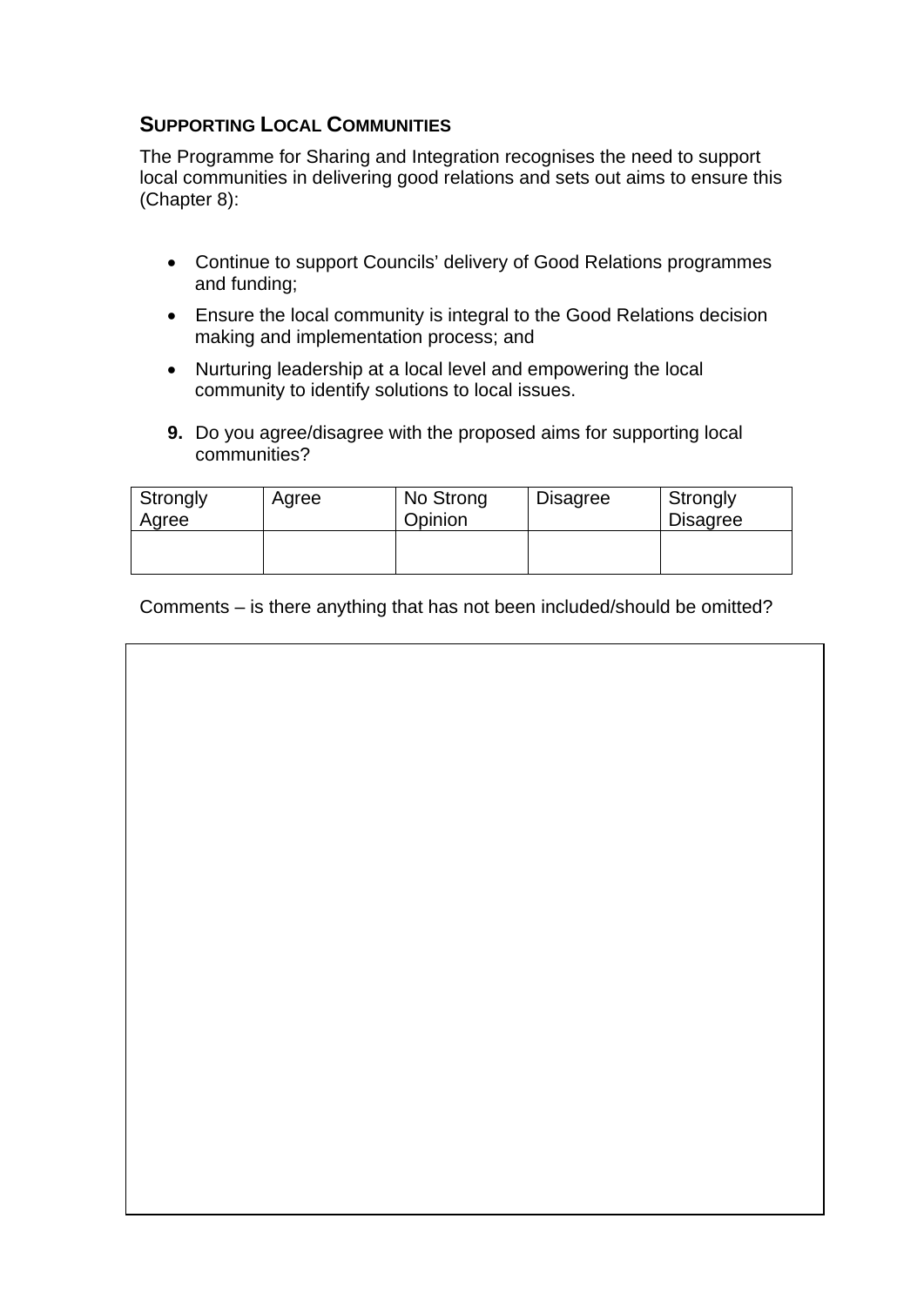## SUPPORTING LOCAL COMMUNITIES

The Programme for Sharing and Integration recognises the need to support local communities in delivering good relations and sets out aims to ensure this (Chapter 8):

- Continue to support Councils' delivery of Good Relations programmes and funding;
- Ensure the local community is integral to the Good Relations decision making and implementation process; and
- Nurturing leadership at a local level and empowering the local community to identify solutions to local issues.

**9.** Do you agree/disagree with the proposed aims for supporting local communities?

| Strongly Agree | Agree | No Strong Opinion | Disagree | Strongly Disagree |
|---|---|---|---|---|
| | | | | |

Comments – is there anything that has not been included/should be omitted?

| |
|---|
| |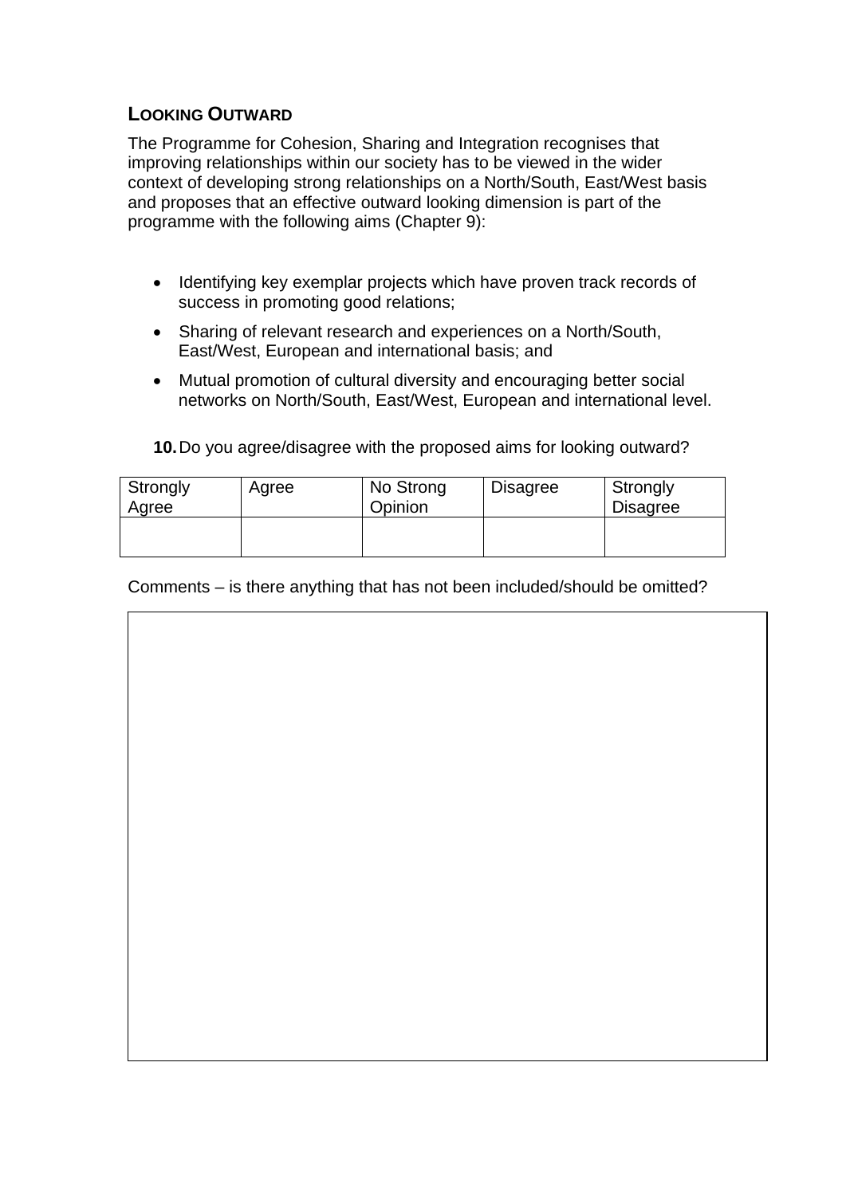## LOOKING OUTWARD

The Programme for Cohesion, Sharing and Integration recognises that improving relationships within our society has to be viewed in the wider context of developing strong relationships on a North/South, East/West basis and proposes that an effective outward looking dimension is part of the programme with the following aims (Chapter 9):

- Identifying key exemplar projects which have proven track records of success in promoting good relations;
- Sharing of relevant research and experiences on a North/South, East/West, European and international basis; and
- Mutual promotion of cultural diversity and encouraging better social networks on North/South, East/West, European and international level.

**10.** Do you agree/disagree with the proposed aims for looking outward?

| Strongly Agree | Agree | No Strong Opinion | Disagree | Strongly Disagree |
|---|---|---|---|---|
| | | | | |

Comments – is there anything that has not been included/should be omitted?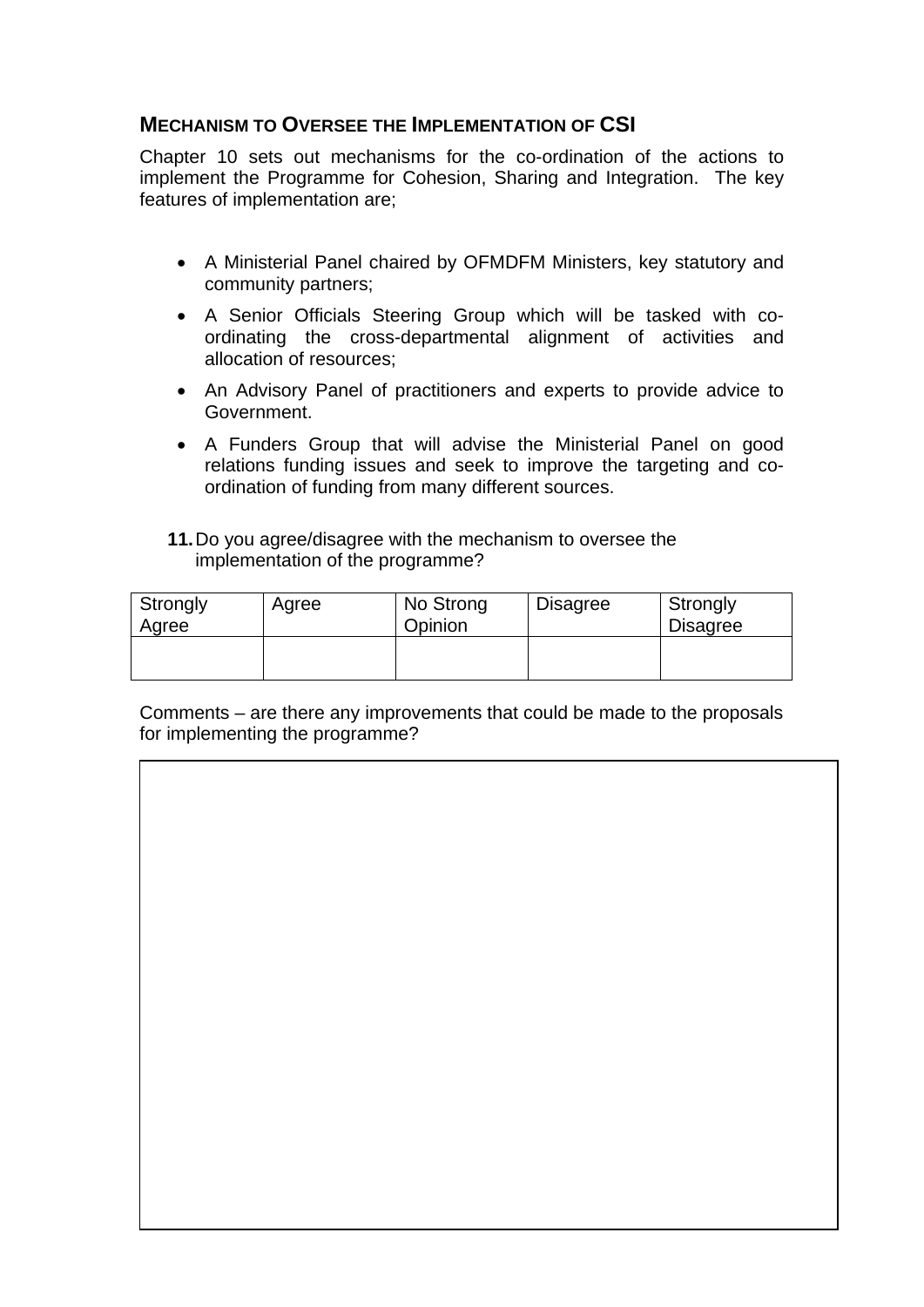## MECHANISM TO OVERSEE THE IMPLEMENTATION OF CSI

Chapter 10 sets out mechanisms for the co-ordination of the actions to implement the Programme for Cohesion, Sharing and Integration. The key features of implementation are;

- A Ministerial Panel chaired by OFMDFM Ministers, key statutory and community partners;
- A Senior Officials Steering Group which will be tasked with co-ordinating the cross-departmental alignment of activities and allocation of resources;
- An Advisory Panel of practitioners and experts to provide advice to Government.
- A Funders Group that will advise the Ministerial Panel on good relations funding issues and seek to improve the targeting and co-ordination of funding from many different sources.

**11.** Do you agree/disagree with the mechanism to oversee the implementation of the programme?

| Strongly Agree | Agree | No Strong Opinion | Disagree | Strongly Disagree |
|---|---|---|---|---|
| | | | | |

Comments – are there any improvements that could be made to the proposals for implementing the programme?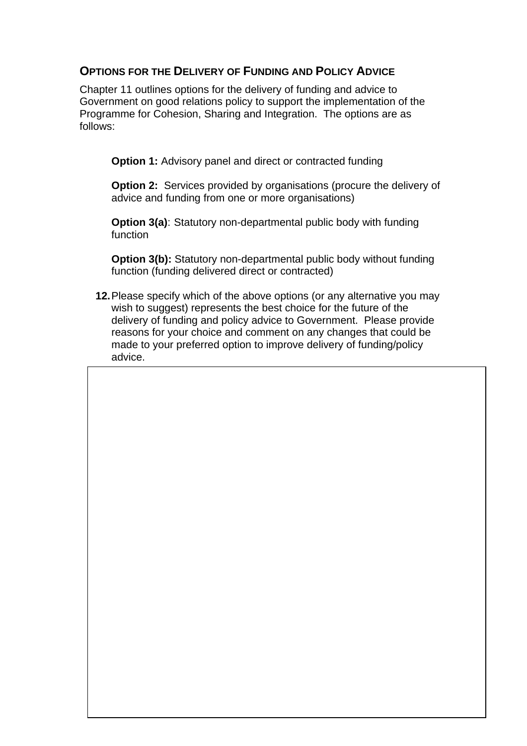## Options for the Delivery of Funding and Policy Advice

Chapter 11 outlines options for the delivery of funding and advice to Government on good relations policy to support the implementation of the Programme for Cohesion, Sharing and Integration. The options are as follows:

**Option 1:** Advisory panel and direct or contracted funding

**Option 2:** Services provided by organisations (procure the delivery of advice and funding from one or more organisations)

**Option 3(a)**: Statutory non-departmental public body with funding function

**Option 3(b):** Statutory non-departmental public body without funding function (funding delivered direct or contracted)

**12.** Please specify which of the above options (or any alternative you may wish to suggest) represents the best choice for the future of the delivery of funding and policy advice to Government. Please provide reasons for your choice and comment on any changes that could be made to your preferred option to improve delivery of funding/policy advice.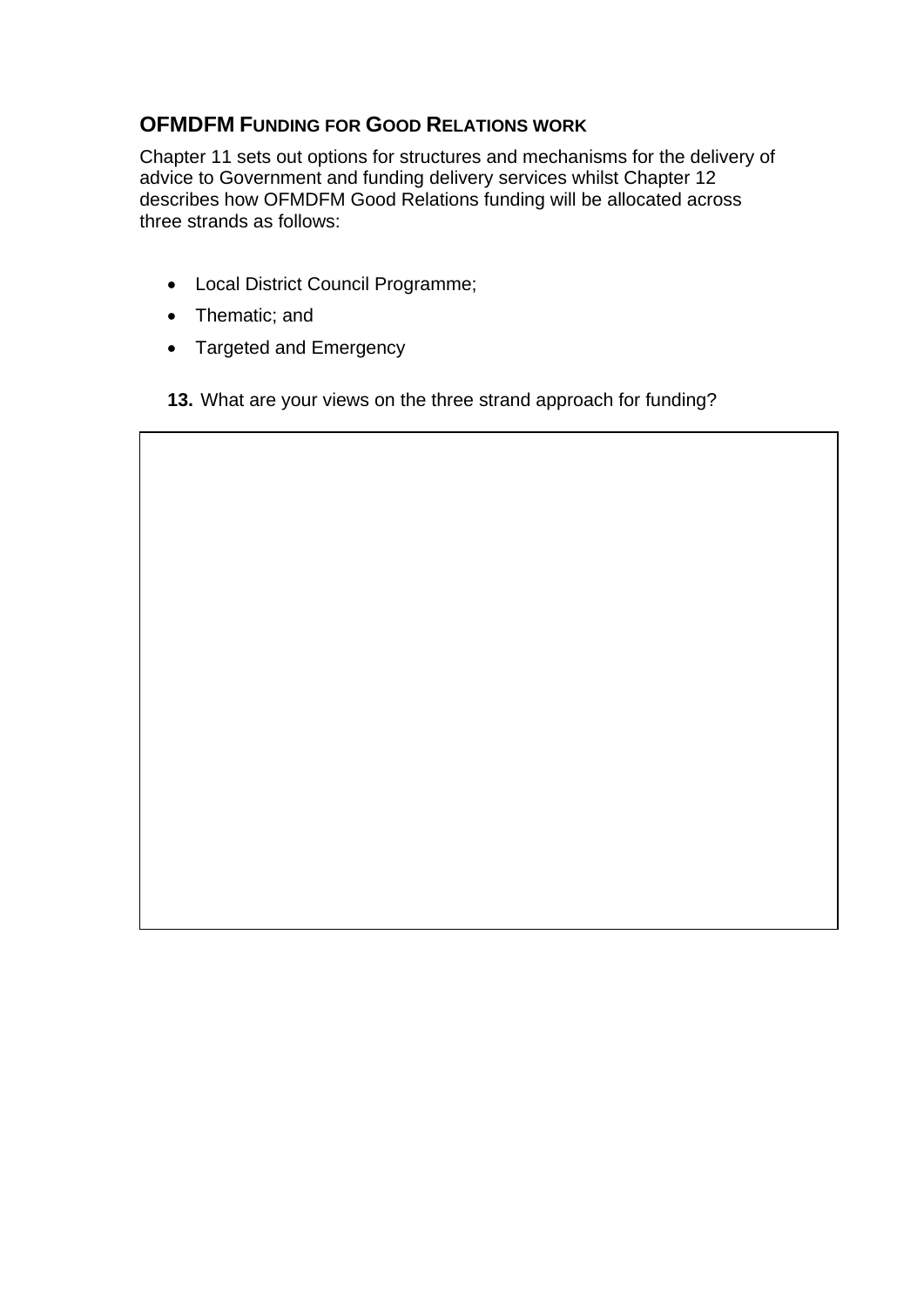## OFMDFM FUNDING FOR GOOD RELATIONS WORK

Chapter 11 sets out options for structures and mechanisms for the delivery of advice to Government and funding delivery services whilst Chapter 12 describes how OFMDFM Good Relations funding will be allocated across three strands as follows:

- Local District Council Programme;
- Thematic; and
- Targeted and Emergency

**13.** What are your views on the three strand approach for funding?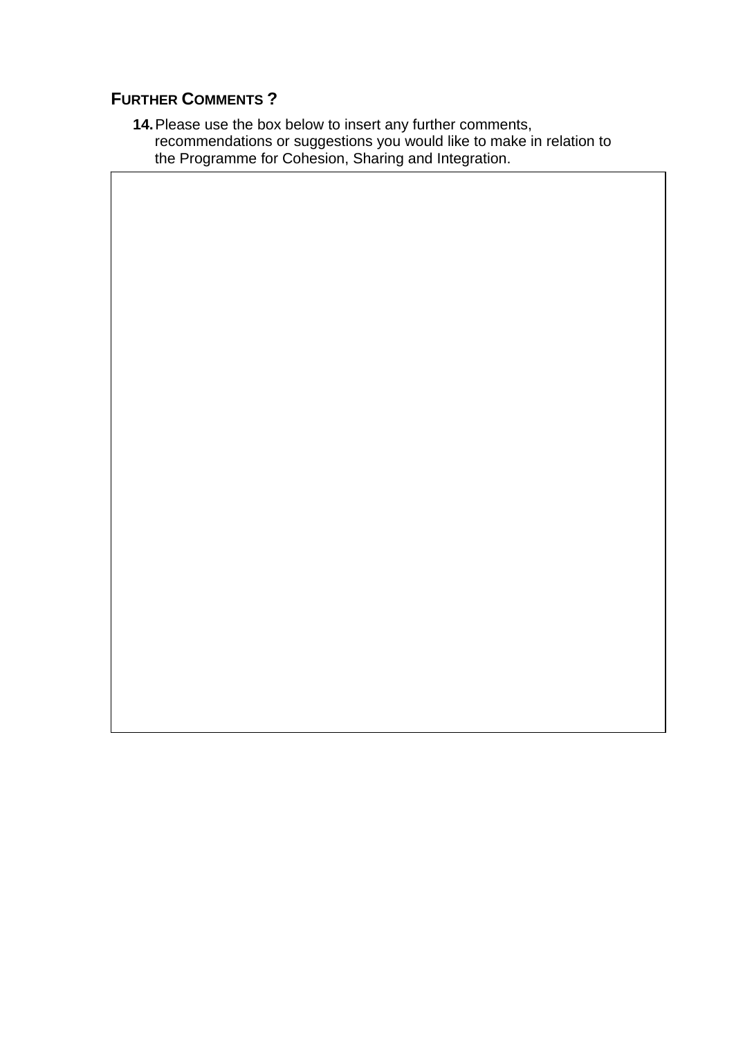## FURTHER COMMENTS ?

**14.** Please use the box below to insert any further comments, recommendations or suggestions you would like to make in relation to the Programme for Cohesion, Sharing and Integration.

| |
|---|
| |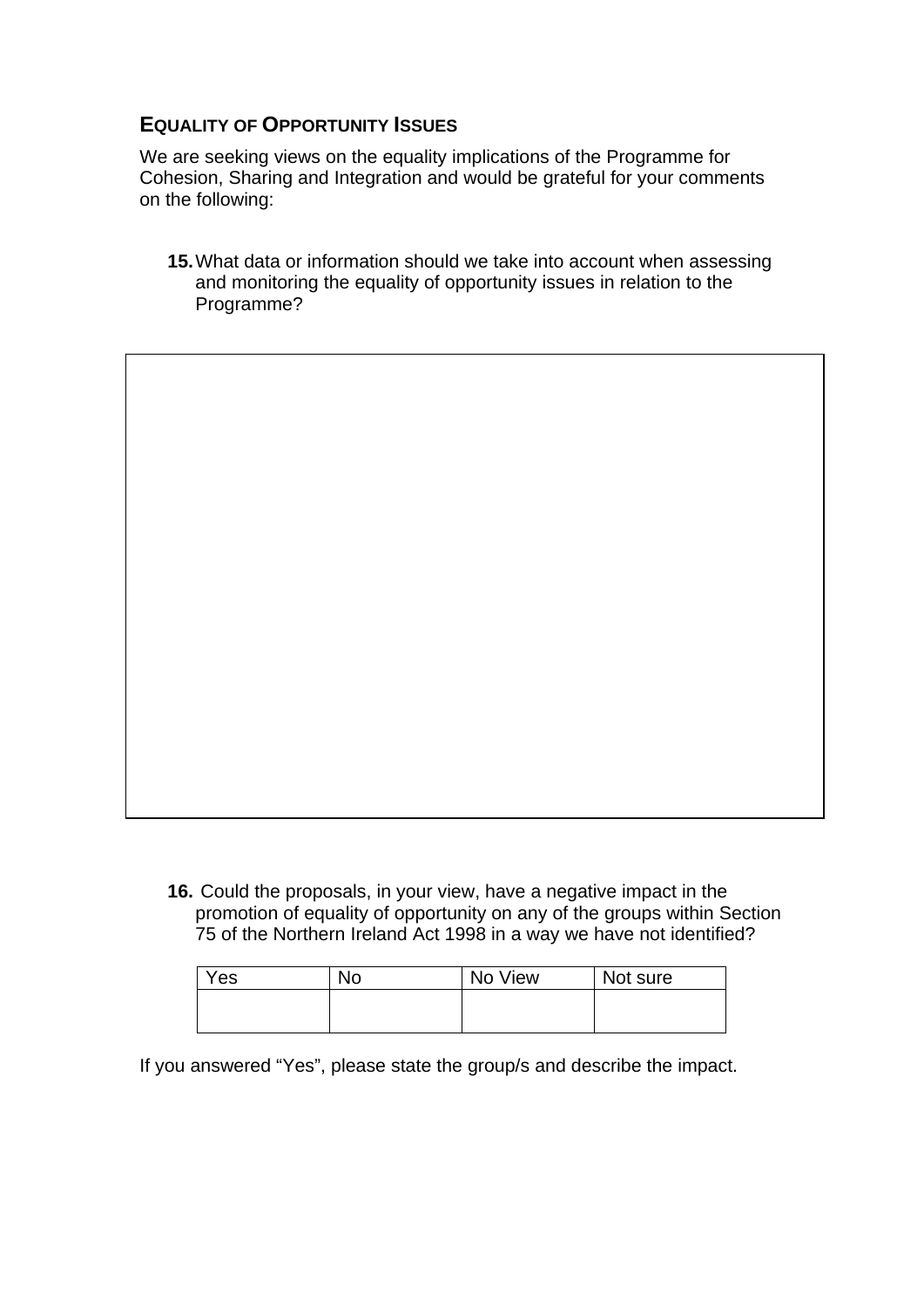## EQUALITY OF OPPORTUNITY ISSUES

We are seeking views on the equality implications of the Programme for Cohesion, Sharing and Integration and would be grateful for your comments on the following:

**15.** What data or information should we take into account when assessing and monitoring the equality of opportunity issues in relation to the Programme?

| |
|---|
| |

**16.** Could the proposals, in your view, have a negative impact in the promotion of equality of opportunity on any of the groups within Section 75 of the Northern Ireland Act 1998 in a way we have not identified?

| Yes | No | No View | Not sure |
|---|---|---|---|
| | | | |

If you answered "Yes", please state the group/s and describe the impact.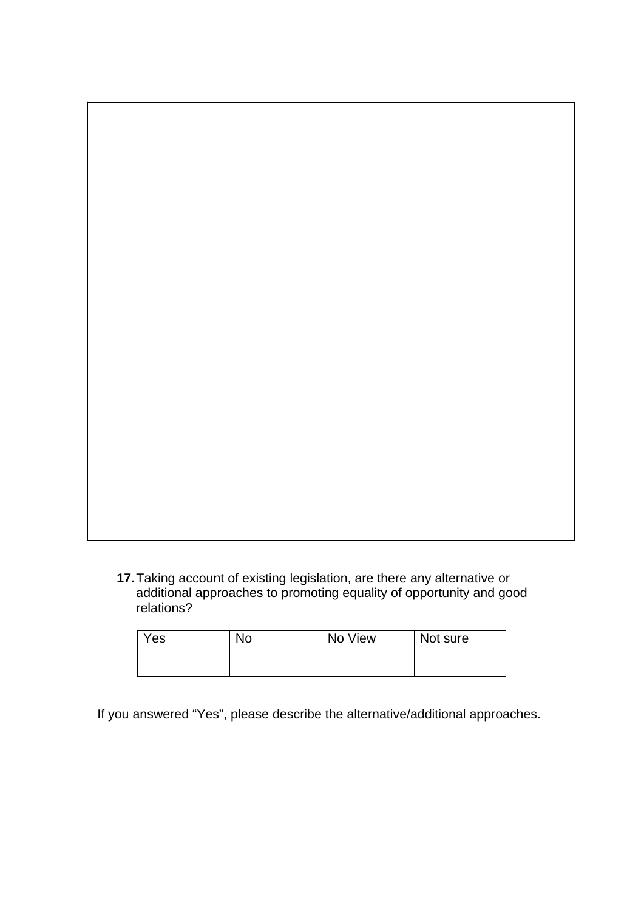**17.** Taking account of existing legislation, are there any alternative or additional approaches to promoting equality of opportunity and good relations?

| Yes | No | No View | Not sure |
|---|---|---|---|
| | | | |

If you answered "Yes", please describe the alternative/additional approaches.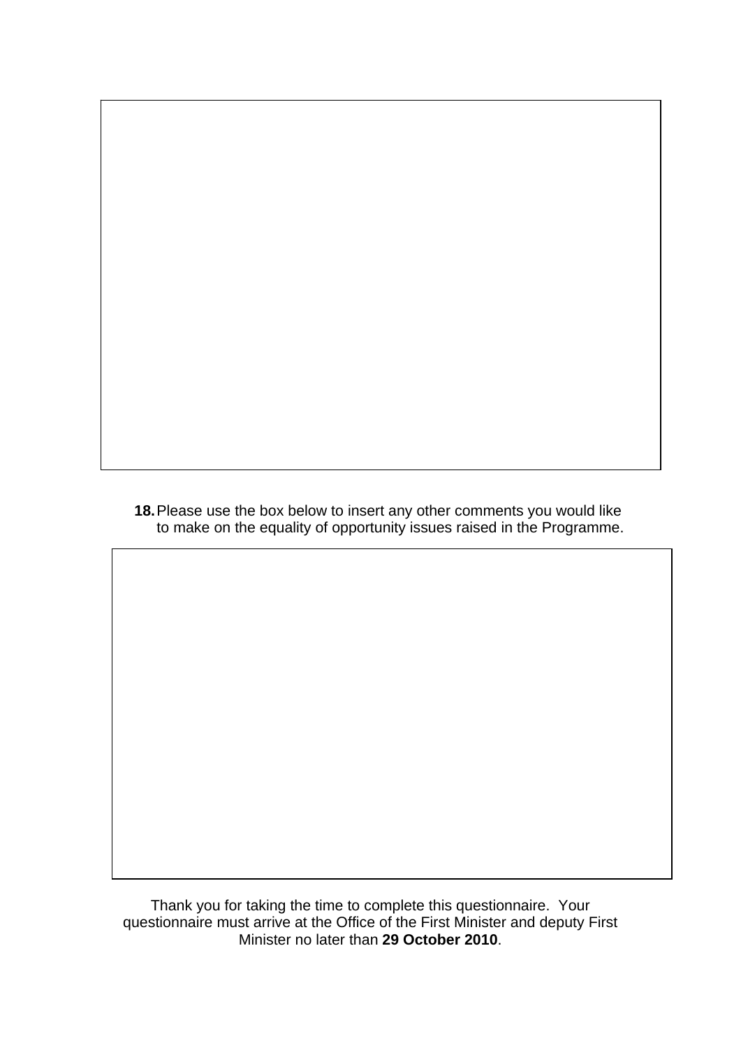18. Please use the box below to insert any other comments you would like to make on the equality of opportunity issues raised in the Programme.

Thank you for taking the time to complete this questionnaire. Your questionnaire must arrive at the Office of the First Minister and deputy First Minister no later than **29 October 2010**.